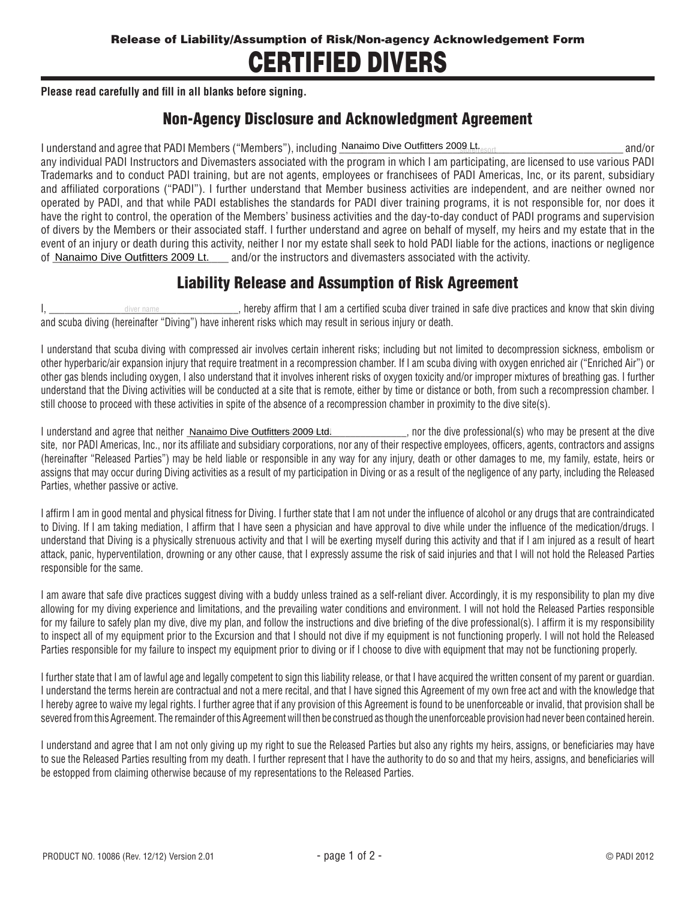**Release of Liability/Assumption of Risk/Non-agency Acknowledgement Form**

# CERTIFIED DIVERS

**Please read carefully and fill in all blanks before signing.**

## Non-Agency Disclosure and Acknowledgment Agreement

I understand and agree that PADI Members ("Members"), including Nanaimo Dive Outfitters 2009 Lt. and/or any individual PADI Instructors and Divemasters associated with the program in which I am participating, are licensed to use various PADI Trademarks and to conduct PADI training, but are not agents, employees or franchisees of PADI Americas, Inc, or its parent, subsidiary and affiliated corporations ("PADI"). I further understand that Member business activities are independent, and are neither owned nor operated by PADI, and that while PADI establishes the standards for PADI diver training programs, it is not responsible for, nor does it have the right to control, the operation of the Members' business activities and the day-to-day conduct of PADI programs and supervision of divers by the Members or their associated staff. I further understand and agree on behalf of myself, my heirs and my estate that in the event of an injury or death during this activity, neither I nor my estate shall seek to hold PADI liable for the actions, inactions or negligence of Nanaimo Dive Outfitters 2009 Lt. and/or the instructors and divemasters associated with the activity.

## Liability Release and Assumption of Risk Agreement

I, ______________ diver name ______________, hereby affirm that I am a certified scuba diver trained in safe dive practices and know that skin diving and scuba diving (hereinafter "Diving") have inherent risks which may result in serious injury or death.

I understand that scuba diving with compressed air involves certain inherent risks; including but not limited to decompression sickness, embolism or other hyperbaric/air expansion injury that require treatment in a recompression chamber. If I am scuba diving with oxygen enriched air ("Enriched Air") or other gas blends including oxygen, I also understand that it involves inherent risks of oxygen toxicity and/or improper mixtures of breathing gas. I further understand that the Diving activities will be conducted at a site that is remote, either by time or distance or both, from such a recompression chamber. I still choose to proceed with these activities in spite of the absence of a recompression chamber in proximity to the dive site(s).

I understand and agree that neither Nanaimo Dive Outfitters 2009 Ltd., nor the dive professional(s) who may be present at the dive site, nor PADI Americas, Inc., nor its affiliate and subsidiary corporations, nor any of their respective employees, officers, agents, contractors and assigns (hereinafter "Released Parties") may be held liable or responsible in any way for any injury, death or other damages to me, my family, estate, heirs or assigns that may occur during Diving activities as a result of my participation in Diving or as a result of the negligence of any party, including the Released Parties, whether passive or active.

I affirm I am in good mental and physical fitness for Diving. I further state that I am not under the influence of alcohol or any drugs that are contraindicated to Diving. If I am taking mediation, I affirm that I have seen a physician and have approval to dive while under the influence of the medication/drugs. I understand that Diving is a physically strenuous activity and that I will be exerting myself during this activity and that if I am injured as a result of heart attack, panic, hyperventilation, drowning or any other cause, that I expressly assume the risk of said injuries and that I will not hold the Released Parties responsible for the same.

I am aware that safe dive practices suggest diving with a buddy unless trained as a self-reliant diver. Accordingly, it is my responsibility to plan my dive allowing for my diving experience and limitations, and the prevailing water conditions and environment. I will not hold the Released Parties responsible for my failure to safely plan my dive, dive my plan, and follow the instructions and dive briefing of the dive professional(s). I affirm it is my responsibility to inspect all of my equipment prior to the Excursion and that I should not dive if my equipment is not functioning properly. I will not hold the Released Parties responsible for my failure to inspect my equipment prior to diving or if I choose to dive with equipment that may not be functioning properly.

I further state that I am of lawful age and legally competent to sign this liability release, or that I have acquired the written consent of my parent or guardian. I understand the terms herein are contractual and not a mere recital, and that I have signed this Agreement of my own free act and with the knowledge that I hereby agree to waive my legal rights. I further agree that if any provision of this Agreement is found to be unenforceable or invalid, that provision shall be severed from this Agreement. The remainder of this Agreement will then be construed as though the unenforceable provision had never been contained herein.

I understand and agree that I am not only giving up my right to sue the Released Parties but also any rights my heirs, assigns, or beneficiaries may have to sue the Released Parties resulting from my death. I further represent that I have the authority to do so and that my heirs, assigns, and beneficiaries will be estopped from claiming otherwise because of my representations to the Released Parties.

PRODUCT NO. 10086 (Rev. 12/12) Version 2.01 © PADI 2012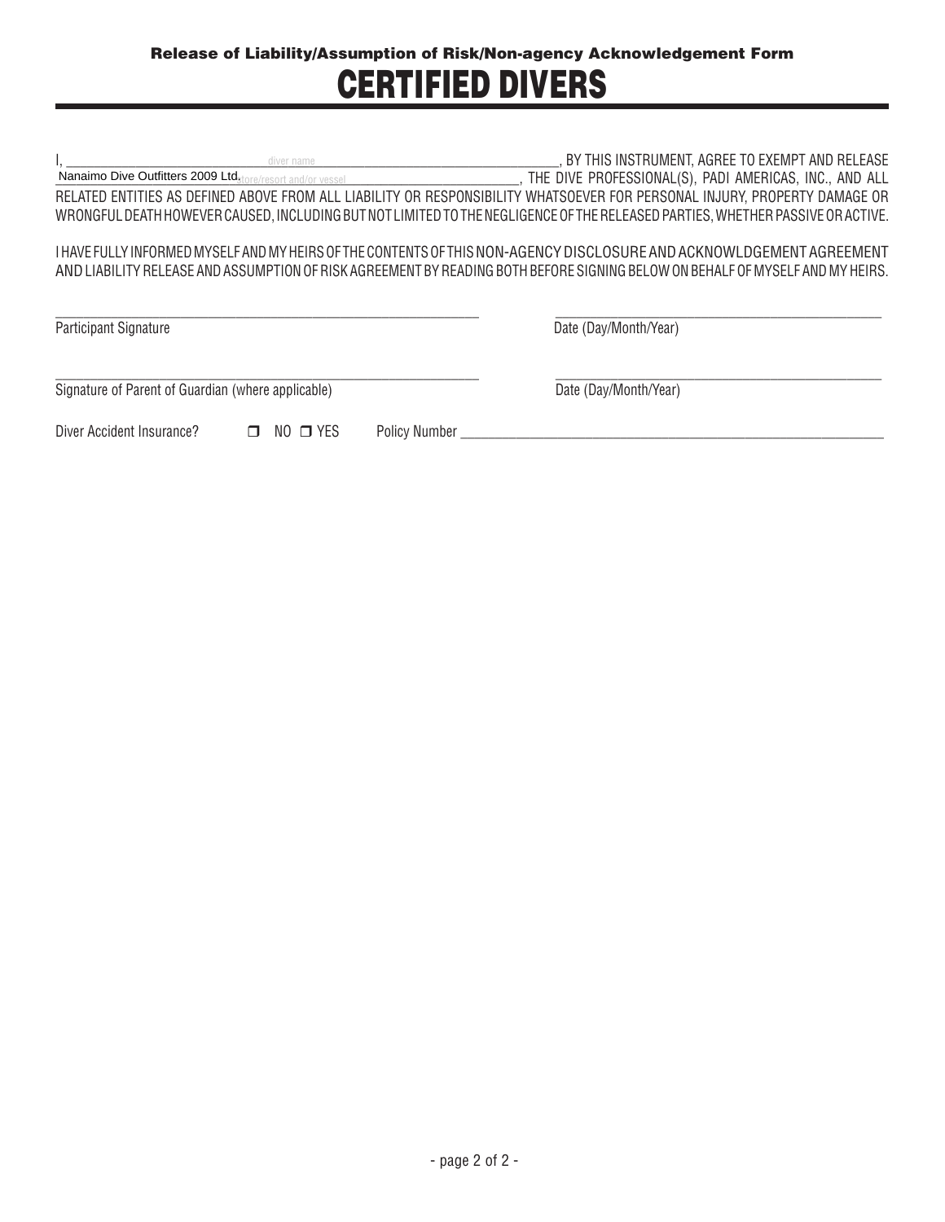Release of Liability/Assumption of Risk/Non-agency Acknowledgement Form

# CERTIFIED DIVERS

I, ______________________ diver name ______________________, BY THIS INSTRUMENT, AGREE TO EXEMPT AND RELEASE Nanaimo Dive Outfitters 2009 Ltd. store/resort and/or vessel ______________________, THE DIVE PROFESSIONAL(S), PADI AMERICAS, INC., AND ALL RELATED ENTITIES AS DEFINED ABOVE FROM ALL LIABILITY OR RESPONSIBILITY WHATSOEVER FOR PERSONAL INJURY, PROPERTY DAMAGE OR WRONGFUL DEATH HOWEVER CAUSED, INCLUDING BUT NOT LIMITED TO THE NEGLIGENCE OF THE RELEASED PARTIES, WHETHER PASSIVE OR ACTIVE.

I HAVE FULLY INFORMED MYSELF AND MY HEIRS OF THE CONTENTS OF THIS NON-AGENCY DISCLOSURE AND ACKNOWLDGEMENT AGREEMENT AND LIABILITY RELEASE AND ASSUMPTION OF RISK AGREEMENT BY READING BOTH BEFORE SIGNING BELOW ON BEHALF OF MYSELF AND MY HEIRS.

______________________________ Participant Signature

______________________________ Date (Day/Month/Year)

______________________________ Signature of Parent of Guardian (where applicable)

______________________________ Date (Day/Month/Year)

Diver Accident Insurance? ☐ NO ☐ YES Policy Number ______________________________